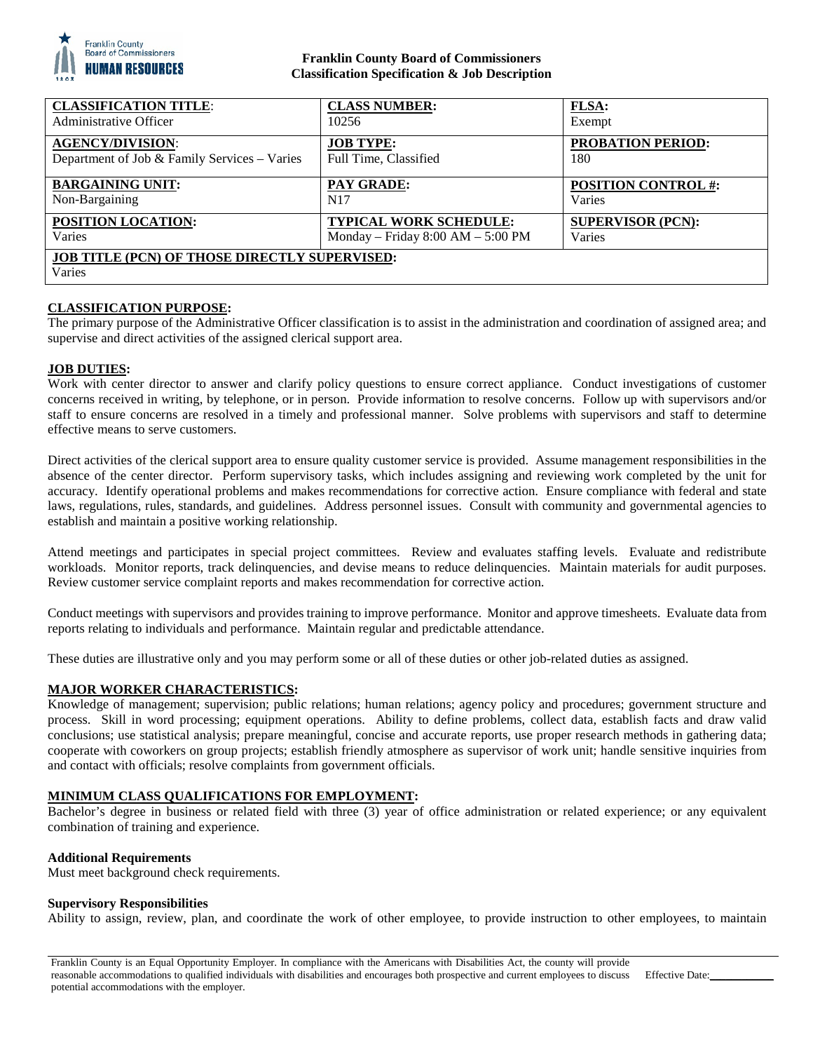**Franklin County Board of Commissioners**
**Classification Specification & Job Description**

| CLASSIFICATION TITLE: | CLASS NUMBER: | FLSA: |
|---|---|---|
| Administrative Officer | 10256 | Exempt |
| **AGENCY/DIVISION:** | **JOB TYPE:** | **PROBATION PERIOD:** |
| Department of Job & Family Services – Varies | Full Time, Classified | 180 |
| **BARGAINING UNIT:** | **PAY GRADE:** | **POSITION CONTROL #:** |
| Non-Bargaining | N17 | Varies |
| **POSITION LOCATION:** | **TYPICAL WORK SCHEDULE:** | **SUPERVISOR (PCN):** |
| Varies | Monday – Friday 8:00 AM – 5:00 PM | Varies |
| **JOB TITLE (PCN) OF THOSE DIRECTLY SUPERVISED:** | | |
| Varies | | |

## CLASSIFICATION PURPOSE:

The primary purpose of the Administrative Officer classification is to assist in the administration and coordination of assigned area; and supervise and direct activities of the assigned clerical support area.

## JOB DUTIES:

Work with center director to answer and clarify policy questions to ensure correct appliance. Conduct investigations of customer concerns received in writing, by telephone, or in person. Provide information to resolve concerns. Follow up with supervisors and/or staff to ensure concerns are resolved in a timely and professional manner. Solve problems with supervisors and staff to determine effective means to serve customers.

Direct activities of the clerical support area to ensure quality customer service is provided. Assume management responsibilities in the absence of the center director. Perform supervisory tasks, which includes assigning and reviewing work completed by the unit for accuracy. Identify operational problems and makes recommendations for corrective action. Ensure compliance with federal and state laws, regulations, rules, standards, and guidelines. Address personnel issues. Consult with community and governmental agencies to establish and maintain a positive working relationship.

Attend meetings and participates in special project committees. Review and evaluates staffing levels. Evaluate and redistribute workloads. Monitor reports, track delinquencies, and devise means to reduce delinquencies. Maintain materials for audit purposes. Review customer service complaint reports and makes recommendation for corrective action.

Conduct meetings with supervisors and provides training to improve performance. Monitor and approve timesheets. Evaluate data from reports relating to individuals and performance. Maintain regular and predictable attendance.

These duties are illustrative only and you may perform some or all of these duties or other job-related duties as assigned.

## MAJOR WORKER CHARACTERISTICS:

Knowledge of management; supervision; public relations; human relations; agency policy and procedures; government structure and process. Skill in word processing; equipment operations. Ability to define problems, collect data, establish facts and draw valid conclusions; use statistical analysis; prepare meaningful, concise and accurate reports, use proper research methods in gathering data; cooperate with coworkers on group projects; establish friendly atmosphere as supervisor of work unit; handle sensitive inquiries from and contact with officials; resolve complaints from government officials.

## MINIMUM CLASS QUALIFICATIONS FOR EMPLOYMENT:

Bachelor's degree in business or related field with three (3) year of office administration or related experience; or any equivalent combination of training and experience.

### Additional Requirements

Must meet background check requirements.

### Supervisory Responsibilities

Ability to assign, review, plan, and coordinate the work of other employee, to provide instruction to other employees, to maintain

Franklin County is an Equal Opportunity Employer. In compliance with the Americans with Disabilities Act, the county will provide reasonable accommodations to qualified individuals with disabilities and encourages both prospective and current employees to discuss potential accommodations with the employer.

Effective Date:___________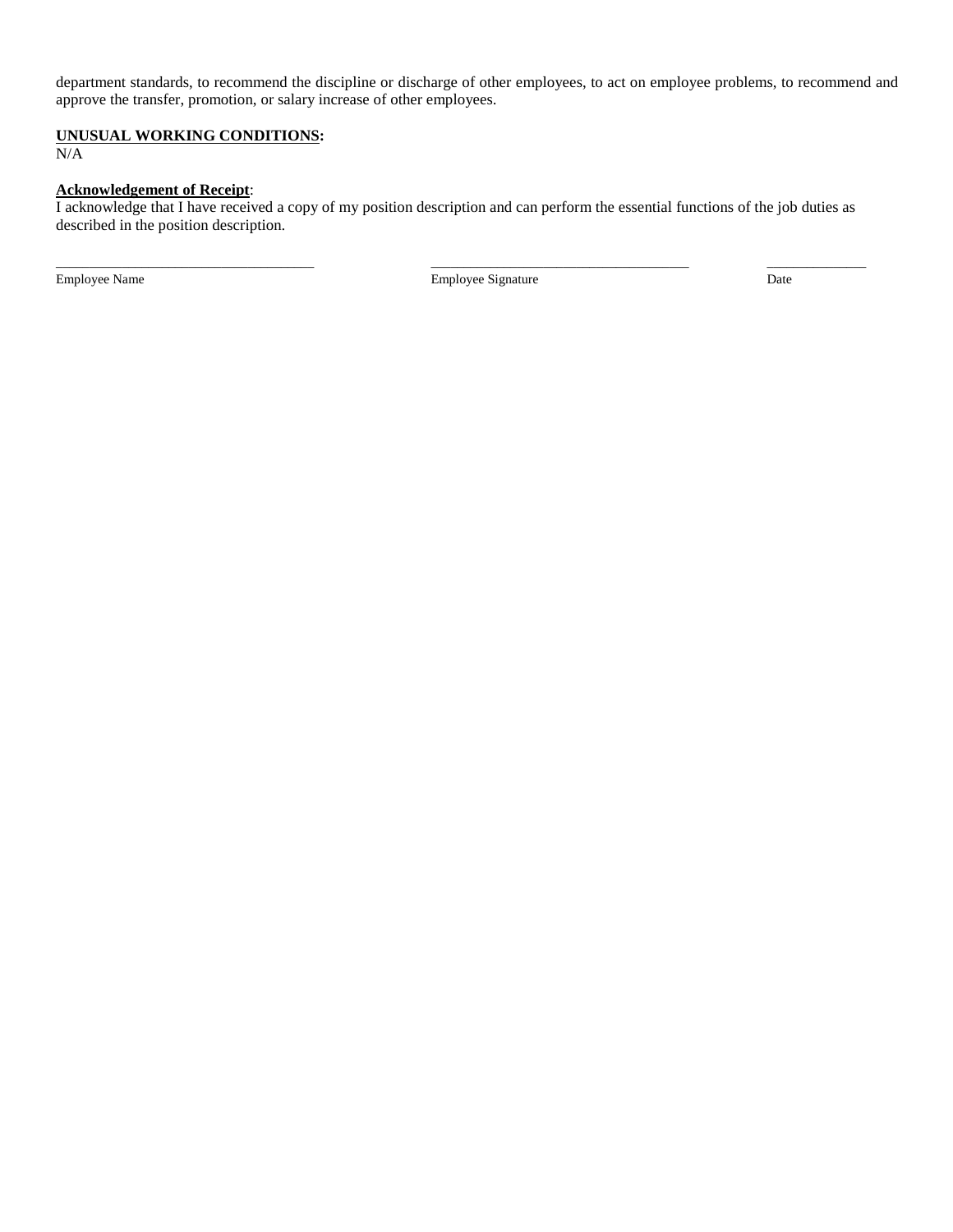department standards, to recommend the discipline or discharge of other employees, to act on employee problems, to recommend and approve the transfer, promotion, or salary increase of other employees.

**UNUSUAL WORKING CONDITIONS:**
N/A

**Acknowledgement of Receipt**:
I acknowledge that I have received a copy of my position description and can perform the essential functions of the job duties as described in the position description.

| ____________________________________ | ____________________________________ | ______________ |
|---|---|---|
| Employee Name | Employee Signature | Date |